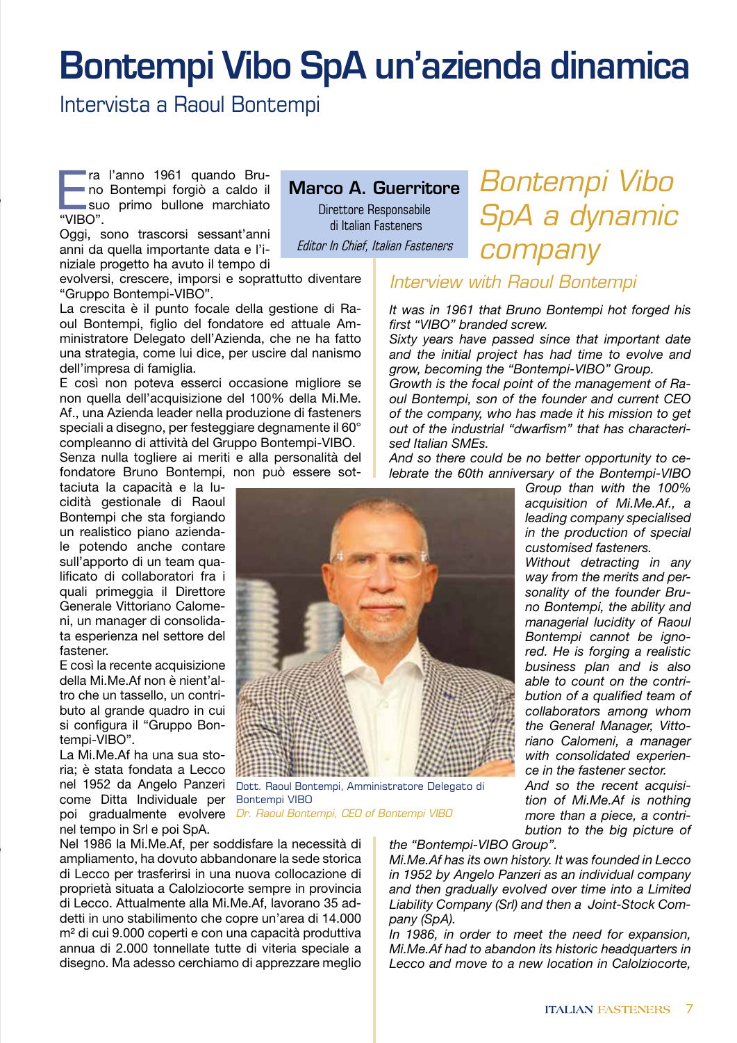# Bontempi Vibo SpA un'azienda dinamica

## Intervista a Raoul Bontempi

**Marco A. Guerritore**
Direttore Responsabile
di Italian Fasteners
*Editor In Chief, Italian Fasteners*

Era l'anno 1961 quando Bruno Bontempi forgiò a caldo il suo primo bullone marchiato "VIBO".

Oggi, sono trascorsi sessant'anni anni da quella importante data e l'iniziale progetto ha avuto il tempo di evolversi, crescere, imporsi e soprattutto diventare "Gruppo Bontempi-VIBO".

La crescita è il punto focale della gestione di Raoul Bontempi, figlio del fondatore ed attuale Amministratore Delegato dell'Azienda, che ne ha fatto una strategia, come lui dice, per uscire dal nanismo dell'impresa di famiglia.

E così non poteva esserci occasione migliore se non quella dell'acquisizione del 100% della Mi.Me. Af., una Azienda leader nella produzione di fasteners speciali a disegno, per festeggiare degnamente il 60° compleanno di attività del Gruppo Bontempi-VIBO.

Senza nulla togliere ai meriti e alla personalità del fondatore Bruno Bontempi, non può essere sottaciuta la capacità e la lucidità gestionale di Raoul Bontempi che sta forgiando un realistico piano aziendale potendo anche contare sull'apporto di un team qualificato di collaboratori fra i quali primeggia il Direttore Generale Vittoriano Calomeni, un manager di consolidata esperienza nel settore del fastener.

E così la recente acquisizione della Mi.Me.Af non è nient'altro che un tassello, un contributo al grande quadro in cui si configura il "Gruppo Bontempi-VIBO".

La Mi.Me.Af ha una sua storia; è stata fondata a Lecco nel 1952 da Angelo Panzeri come Ditta Individuale per poi gradualmente evolvere nel tempo in Srl e poi SpA.

Nel 1986 la Mi.Me.Af, per soddisfare la necessità di ampliamento, ha dovuto abbandonare la sede storica di Lecco per trasferirsi in una nuova collocazione di proprietà situata a Calolziocorte sempre in provincia di Lecco. Attualmente alla Mi.Me.Af, lavorano 35 addetti in uno stabilimento che copre un'area di 14.000 m² di cui 9.000 coperti e con una capacità produttiva annua di 2.000 tonnellate tutte di viteria speciale a disegno. Ma adesso cerchiamo di apprezzare meglio

Dott. Raoul Bontempi, Amministratore Delegato di Bontempi VIBO

*Dr. Raoul Bontempi, CEO of Bontempi VIBO*

# *Bontempi Vibo SpA a dynamic company*

## *Interview with Raoul Bontempi*

*It was in 1961 that Bruno Bontempi hot forged his first "VIBO" branded screw.*

*Sixty years have passed since that important date and the initial project has had time to evolve and grow, becoming the "Bontempi-VIBO" Group.*

*Growth is the focal point of the management of Raoul Bontempi, son of the founder and current CEO of the company, who has made it his mission to get out of the industrial "dwarfism" that has characterised Italian SMEs.*

*And so there could be no better opportunity to celebrate the 60th anniversary of the Bontempi-VIBO Group than with the 100% acquisition of Mi.Me.Af., a leading company specialised in the production of special customised fasteners.*

*Without detracting in any way from the merits and personality of the founder Bruno Bontempi, the ability and managerial lucidity of Raoul Bontempi cannot be ignored. He is forging a realistic business plan and is also able to count on the contribution of a qualified team of collaborators among whom the General Manager, Vittoriano Calomeni, a manager with consolidated experience in the fastener sector.*

*And so the recent acquisition of Mi.Me.Af is nothing more than a piece, a contribution to the big picture of the "Bontempi-VIBO Group".*

*Mi.Me.Af has its own history. It was founded in Lecco in 1952 by Angelo Panzeri as an individual company and then gradually evolved over time into a Limited Liability Company (Srl) and then a Joint-Stock Company (SpA).*

*In 1986, in order to meet the need for expansion, Mi.Me.Af had to abandon its historic headquarters in Lecco and move to a new location in Calolziocorte,*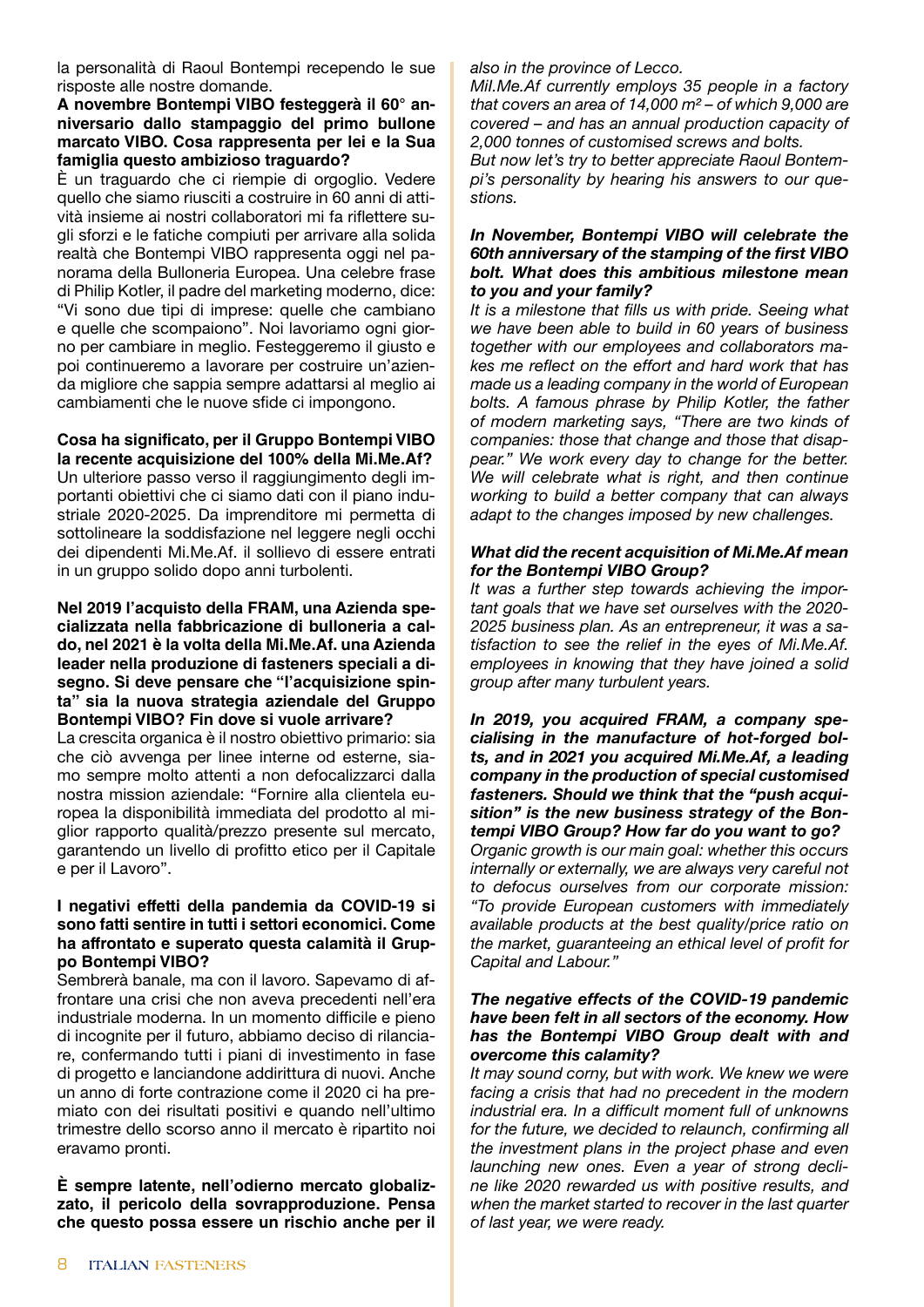la personalità di Raoul Bontempi recependo le sue risposte alle nostre domande.

**A novembre Bontempi VIBO festeggerà il 60° anniversario dallo stampaggio del primo bullone marcato VIBO. Cosa rappresenta per lei e la Sua famiglia questo ambizioso traguardo?**

È un traguardo che ci riempie di orgoglio. Vedere quello che siamo riusciti a costruire in 60 anni di attività insieme ai nostri collaboratori mi fa riflettere sugli sforzi e le fatiche compiuti per arrivare alla solida realtà che Bontempi VIBO rappresenta oggi nel panorama della Bulloneria Europea. Una celebre frase di Philip Kotler, il padre del marketing moderno, dice: "Vi sono due tipi di imprese: quelle che cambiano e quelle che scompaiono". Noi lavoriamo ogni giorno per cambiare in meglio. Festeggeremo il giusto e poi continueremo a lavorare per costruire un'azienda migliore che sappia sempre adattarsi al meglio ai cambiamenti che le nuove sfide ci impongono.

**Cosa ha significato, per il Gruppo Bontempi VIBO la recente acquisizione del 100% della Mi.Me.Af?**

Un ulteriore passo verso il raggiungimento degli importanti obiettivi che ci siamo dati con il piano industriale 2020-2025. Da imprenditore mi permetta di sottolineare la soddisfazione nel leggere negli occhi dei dipendenti Mi.Me.Af. il sollievo di essere entrati in un gruppo solido dopo anni turbolenti.

**Nel 2019 l'acquisto della FRAM, una Azienda specializzata nella fabbricazione di bulloneria a caldo, nel 2021 è la volta della Mi.Me.Af. una Azienda leader nella produzione di fasteners speciali a disegno. Si deve pensare che "l'acquisizione spinta" sia la nuova strategia aziendale del Gruppo Bontempi VIBO? Fin dove si vuole arrivare?**

La crescita organica è il nostro obiettivo primario: sia che ciò avvenga per linee interne od esterne, siamo sempre molto attenti a non defocalizzarci dalla nostra mission aziendale: "Fornire alla clientela europea la disponibilità immediata del prodotto al miglior rapporto qualità/prezzo presente sul mercato, garantendo un livello di profitto etico per il Capitale e per il Lavoro".

**I negativi effetti della pandemia da COVID-19 si sono fatti sentire in tutti i settori economici. Come ha affrontato e superato questa calamità il Gruppo Bontempi VIBO?**

Sembrerà banale, ma con il lavoro. Sapevamo di affrontare una crisi che non aveva precedenti nell'era industriale moderna. In un momento difficile e pieno di incognite per il futuro, abbiamo deciso di rilanciare, confermando tutti i piani di investimento in fase di progetto e lanciandone addirittura di nuovi. Anche un anno di forte contrazione come il 2020 ci ha premiato con dei risultati positivi e quando nell'ultimo trimestre dello scorso anno il mercato è ripartito noi eravamo pronti.

**È sempre latente, nell'odierno mercato globalizzato, il pericolo della sovrapproduzione. Pensa che questo possa essere un rischio anche per il**

*also in the province of Lecco.*

*Mil.Me.Af currently employs 35 people in a factory that covers an area of 14,000 m² – of which 9,000 are covered – and has an annual production capacity of 2,000 tonnes of customised screws and bolts.*

*But now let's try to better appreciate Raoul Bontempi's personality by hearing his answers to our questions.*

***In November, Bontempi VIBO will celebrate the 60th anniversary of the stamping of the first VIBO bolt. What does this ambitious milestone mean to you and your family?***

*It is a milestone that fills us with pride. Seeing what we have been able to build in 60 years of business together with our employees and collaborators makes me reflect on the effort and hard work that has made us a leading company in the world of European bolts. A famous phrase by Philip Kotler, the father of modern marketing says, "There are two kinds of companies: those that change and those that disappear." We work every day to change for the better. We will celebrate what is right, and then continue working to build a better company that can always adapt to the changes imposed by new challenges.*

***What did the recent acquisition of Mi.Me.Af mean for the Bontempi VIBO Group?***

*It was a further step towards achieving the important goals that we have set ourselves with the 2020-2025 business plan. As an entrepreneur, it was a satisfaction to see the relief in the eyes of Mi.Me.Af. employees in knowing that they have joined a solid group after many turbulent years.*

***In 2019, you acquired FRAM, a company specialising in the manufacture of hot-forged bolts, and in 2021 you acquired Mi.Me.Af, a leading company in the production of special customised fasteners. Should we think that the "push acquisition" is the new business strategy of the Bontempi VIBO Group? How far do you want to go?***

*Organic growth is our main goal: whether this occurs internally or externally, we are always very careful not to defocus ourselves from our corporate mission: "To provide European customers with immediately available products at the best quality/price ratio on the market, guaranteeing an ethical level of profit for Capital and Labour."*

***The negative effects of the COVID-19 pandemic have been felt in all sectors of the economy. How has the Bontempi VIBO Group dealt with and overcome this calamity?***

*It may sound corny, but with work. We knew we were facing a crisis that had no precedent in the modern industrial era. In a difficult moment full of unknowns for the future, we decided to relaunch, confirming all the investment plans in the project phase and even launching new ones. Even a year of strong decline like 2020 rewarded us with positive results, and when the market started to recover in the last quarter of last year, we were ready.*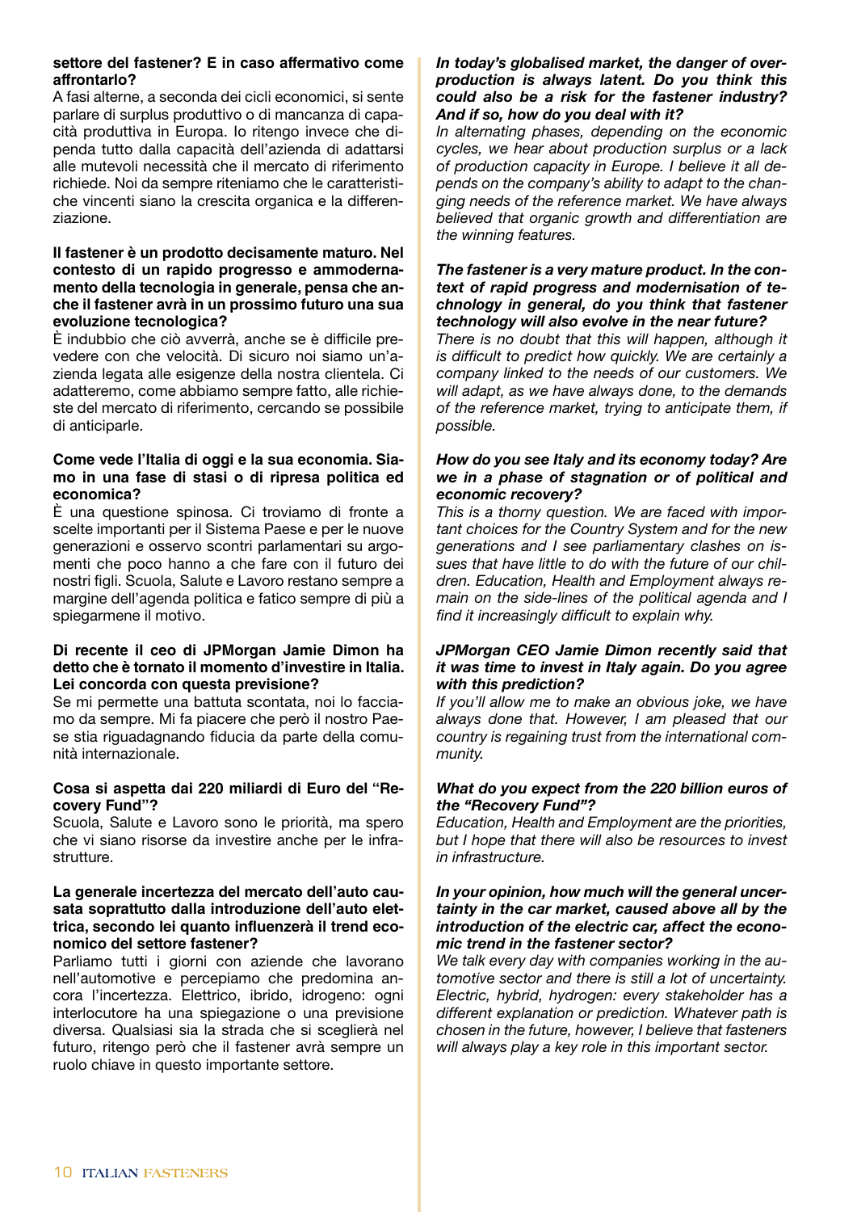**settore del fastener? E in caso affermativo come affrontarlo?**

A fasi alterne, a seconda dei cicli economici, si sente parlare di surplus produttivo o di mancanza di capacità produttiva in Europa. Io ritengo invece che dipenda tutto dalla capacità dell'azienda di adattarsi alle mutevoli necessità che il mercato di riferimento richiede. Noi da sempre riteniamo che le caratteristiche vincenti siano la crescita organica e la differenziazione.

**Il fastener è un prodotto decisamente maturo. Nel contesto di un rapido progresso e ammodernamento della tecnologia in generale, pensa che anche il fastener avrà in un prossimo futuro una sua evoluzione tecnologica?**

È indubbio che ciò avverrà, anche se è difficile prevedere con che velocità. Di sicuro noi siamo un'azienda legata alle esigenze della nostra clientela. Ci adatteremo, come abbiamo sempre fatto, alle richieste del mercato di riferimento, cercando se possibile di anticiparle.

**Come vede l'Italia di oggi e la sua economia. Siamo in una fase di stasi o di ripresa politica ed economica?**

È una questione spinosa. Ci troviamo di fronte a scelte importanti per il Sistema Paese e per le nuove generazioni e osservo scontri parlamentari su argomenti che poco hanno a che fare con il futuro dei nostri figli. Scuola, Salute e Lavoro restano sempre a margine dell'agenda politica e fatico sempre di più a spiegarmene il motivo.

**Di recente il ceo di JPMorgan Jamie Dimon ha detto che è tornato il momento d'investire in Italia. Lei concorda con questa previsione?**

Se mi permette una battuta scontata, noi lo facciamo da sempre. Mi fa piacere che però il nostro Paese stia riguadagnando fiducia da parte della comunità internazionale.

**Cosa si aspetta dai 220 miliardi di Euro del "Recovery Fund"?**

Scuola, Salute e Lavoro sono le priorità, ma spero che vi siano risorse da investire anche per le infrastrutture.

**La generale incertezza del mercato dell'auto causata soprattutto dalla introduzione dell'auto elettrica, secondo lei quanto influenzerà il trend economico del settore fastener?**

Parliamo tutti i giorni con aziende che lavorano nell'automotive e percepiamo che predomina ancora l'incertezza. Elettrico, ibrido, idrogeno: ogni interlocutore ha una spiegazione o una previsione diversa. Qualsiasi sia la strada che si sceglierà nel futuro, ritengo però che il fastener avrà sempre un ruolo chiave in questo importante settore.

***In today's globalised market, the danger of overproduction is always latent. Do you think this could also be a risk for the fastener industry? And if so, how do you deal with it?***

*In alternating phases, depending on the economic cycles, we hear about production surplus or a lack of production capacity in Europe. I believe it all depends on the company's ability to adapt to the changing needs of the reference market. We have always believed that organic growth and differentiation are the winning features.*

***The fastener is a very mature product. In the context of rapid progress and modernisation of technology in general, do you think that fastener technology will also evolve in the near future?***

*There is no doubt that this will happen, although it is difficult to predict how quickly. We are certainly a company linked to the needs of our customers. We will adapt, as we have always done, to the demands of the reference market, trying to anticipate them, if possible.*

***How do you see Italy and its economy today? Are we in a phase of stagnation or of political and economic recovery?***

*This is a thorny question. We are faced with important choices for the Country System and for the new generations and I see parliamentary clashes on issues that have little to do with the future of our children. Education, Health and Employment always remain on the side-lines of the political agenda and I find it increasingly difficult to explain why.*

***JPMorgan CEO Jamie Dimon recently said that it was time to invest in Italy again. Do you agree with this prediction?***

*If you'll allow me to make an obvious joke, we have always done that. However, I am pleased that our country is regaining trust from the international community.*

***What do you expect from the 220 billion euros of the "Recovery Fund"?***

*Education, Health and Employment are the priorities, but I hope that there will also be resources to invest in infrastructure.*

***In your opinion, how much will the general uncertainty in the car market, caused above all by the introduction of the electric car, affect the economic trend in the fastener sector?***

*We talk every day with companies working in the automotive sector and there is still a lot of uncertainty. Electric, hybrid, hydrogen: every stakeholder has a different explanation or prediction. Whatever path is chosen in the future, however, I believe that fasteners will always play a key role in this important sector.*